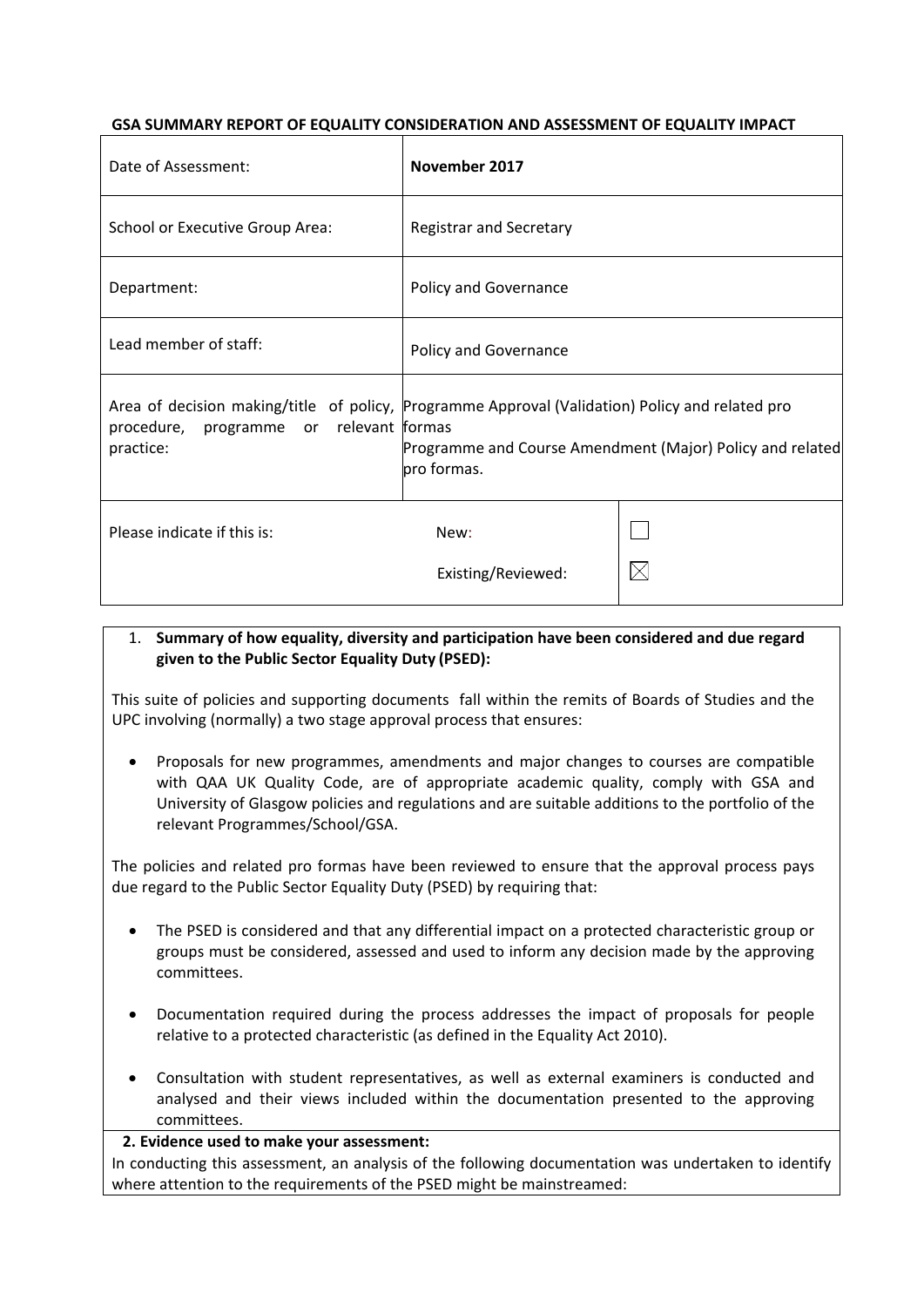**GSA SUMMARY REPORT OF EQUALITY CONSIDERATION AND ASSESSMENT OF EQUALITY IMPACT**

| | | |
|---|---|---|
| Date of Assessment: | **November 2017** | |
| School or Executive Group Area: | Registrar and Secretary | |
| Department: | Policy and Governance | |
| Lead member of staff: | Policy and Governance | |
| Area of decision making/title of policy, procedure, programme or relevant practice: | Programme Approval (Validation) Policy and related pro formas<br>Programme and Course Amendment (Major) Policy and related pro formas. | |
| Please indicate if this is: | New: | ☐ |
| | Existing/Reviewed: | ☒ |

1. **Summary of how equality, diversity and participation have been considered and due regard given to the Public Sector Equality Duty (PSED):**

This suite of policies and supporting documents fall within the remits of Boards of Studies and the UPC involving (normally) a two stage approval process that ensures:

- Proposals for new programmes, amendments and major changes to courses are compatible with QAA UK Quality Code, are of appropriate academic quality, comply with GSA and University of Glasgow policies and regulations and are suitable additions to the portfolio of the relevant Programmes/School/GSA.

The policies and related pro formas have been reviewed to ensure that the approval process pays due regard to the Public Sector Equality Duty (PSED) by requiring that:

- The PSED is considered and that any differential impact on a protected characteristic group or groups must be considered, assessed and used to inform any decision made by the approving committees.
- Documentation required during the process addresses the impact of proposals for people relative to a protected characteristic (as defined in the Equality Act 2010).
- Consultation with student representatives, as well as external examiners is conducted and analysed and their views included within the documentation presented to the approving committees.

**2. Evidence used to make your assessment:**

In conducting this assessment, an analysis of the following documentation was undertaken to identify where attention to the requirements of the PSED might be mainstreamed: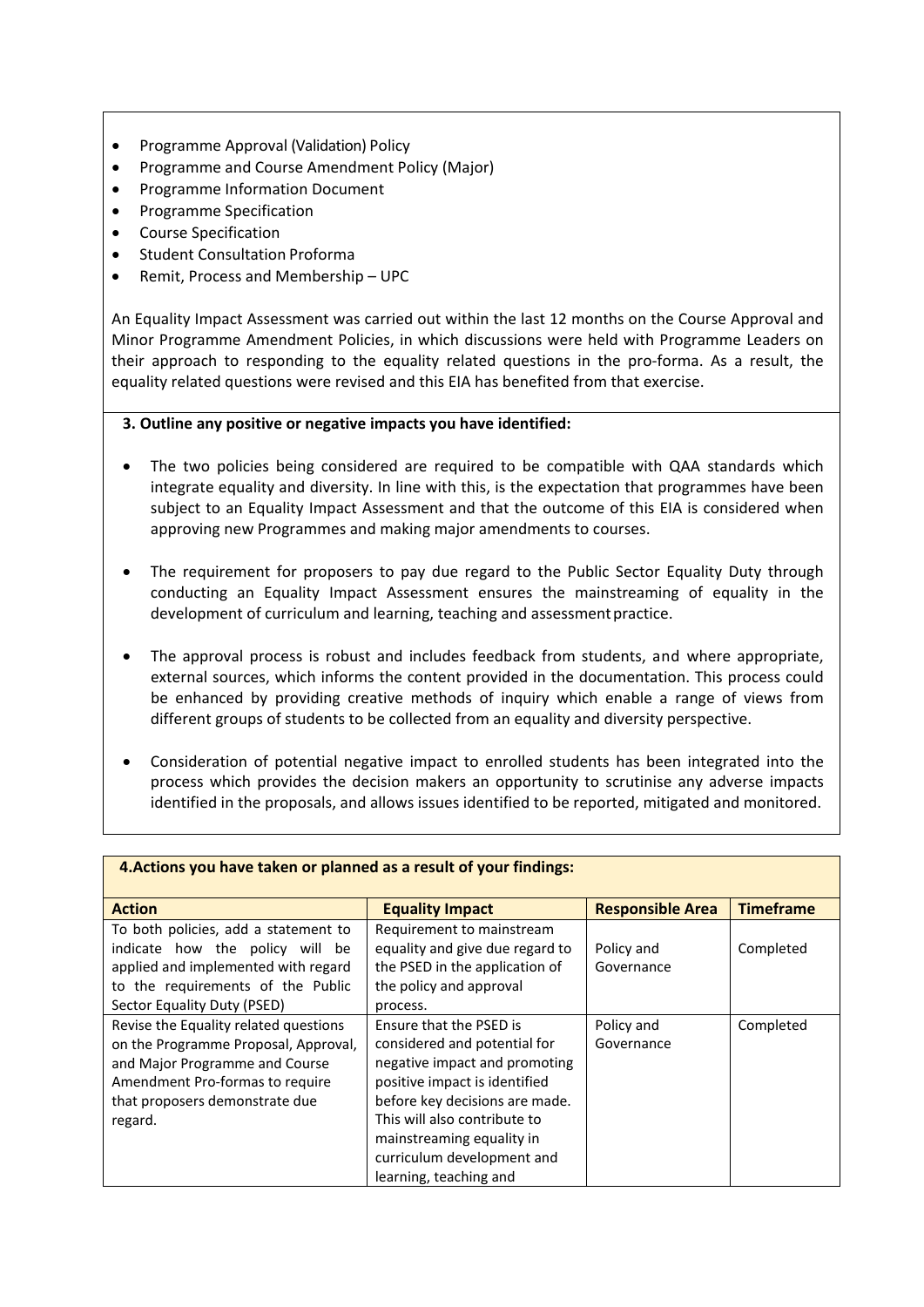- Programme Approval (Validation) Policy
- Programme and Course Amendment Policy (Major)
- Programme Information Document
- Programme Specification
- Course Specification
- Student Consultation Proforma
- Remit, Process and Membership – UPC

An Equality Impact Assessment was carried out within the last 12 months on the Course Approval and Minor Programme Amendment Policies, in which discussions were held with Programme Leaders on their approach to responding to the equality related questions in the pro-forma. As a result, the equality related questions were revised and this EIA has benefited from that exercise.

**3. Outline any positive or negative impacts you have identified:**

- The two policies being considered are required to be compatible with QAA standards which integrate equality and diversity. In line with this, is the expectation that programmes have been subject to an Equality Impact Assessment and that the outcome of this EIA is considered when approving new Programmes and making major amendments to courses.
- The requirement for proposers to pay due regard to the Public Sector Equality Duty through conducting an Equality Impact Assessment ensures the mainstreaming of equality in the development of curriculum and learning, teaching and assessment practice.
- The approval process is robust and includes feedback from students, and where appropriate, external sources, which informs the content provided in the documentation. This process could be enhanced by providing creative methods of inquiry which enable a range of views from different groups of students to be collected from an equality and diversity perspective.
- Consideration of potential negative impact to enrolled students has been integrated into the process which provides the decision makers an opportunity to scrutinise any adverse impacts identified in the proposals, and allows issues identified to be reported, mitigated and monitored.

**4. Actions you have taken or planned as a result of your findings:**

| Action | Equality Impact | Responsible Area | Timeframe |
| --- | --- | --- | --- |
| To both policies, add a statement to indicate how the policy will be applied and implemented with regard to the requirements of the Public Sector Equality Duty (PSED) | Requirement to mainstream equality and give due regard to the PSED in the application of the policy and approval process. | Policy and Governance | Completed |
| Revise the Equality related questions on the Programme Proposal, Approval, and Major Programme and Course Amendment Pro-formas to require that proposers demonstrate due regard. | Ensure that the PSED is considered and potential for negative impact and promoting positive impact is identified before key decisions are made. This will also contribute to mainstreaming equality in curriculum development and learning, teaching and | Policy and Governance | Completed |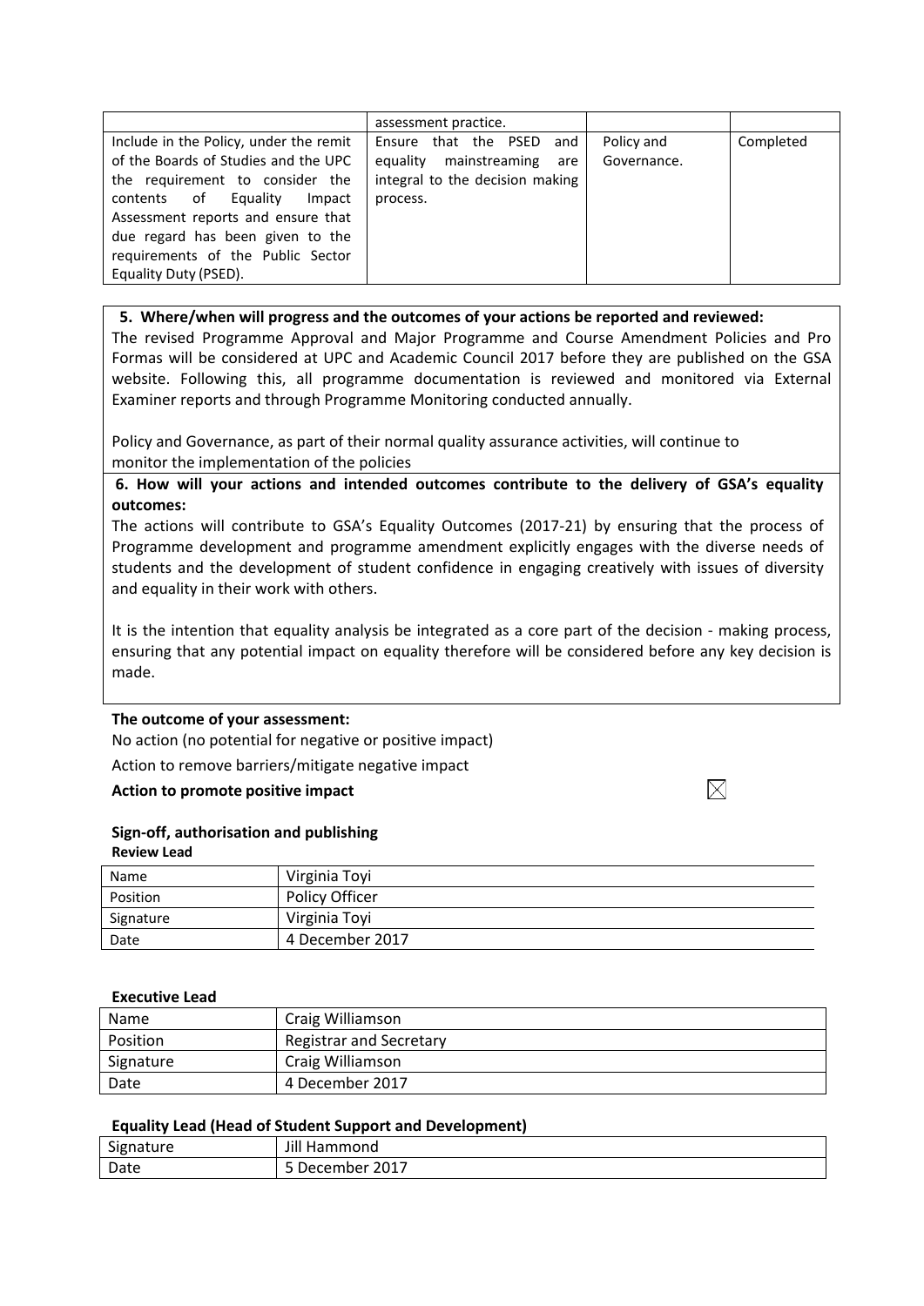| | | | |
|---|---|---|---|
| | assessment practice. | | |
| Include in the Policy, under the remit of the Boards of Studies and the UPC the requirement to consider the contents of Equality Impact Assessment reports and ensure that due regard has been given to the requirements of the Public Sector Equality Duty (PSED). | Ensure that the PSED and equality mainstreaming are integral to the decision making process. | Policy and Governance. | Completed |

**5. Where/when will progress and the outcomes of your actions be reported and reviewed:**

The revised Programme Approval and Major Programme and Course Amendment Policies and Pro Formas will be considered at UPC and Academic Council 2017 before they are published on the GSA website. Following this, all programme documentation is reviewed and monitored via External Examiner reports and through Programme Monitoring conducted annually.

Policy and Governance, as part of their normal quality assurance activities, will continue to monitor the implementation of the policies

**6. How will your actions and intended outcomes contribute to the delivery of GSA's equality outcomes:**

The actions will contribute to GSA's Equality Outcomes (2017-21) by ensuring that the process of Programme development and programme amendment explicitly engages with the diverse needs of students and the development of student confidence in engaging creatively with issues of diversity and equality in their work with others.

It is the intention that equality analysis be integrated as a core part of the decision - making process, ensuring that any potential impact on equality therefore will be considered before any key decision is made.

**The outcome of your assessment:**

No action (no potential for negative or positive impact)

Action to remove barriers/mitigate negative impact

**Action to promote positive impact** ☒

**Sign-off, authorisation and publishing**

**Review Lead**

| | |
|---|---|
| Name | Virginia Toyi |
| Position | Policy Officer |
| Signature | Virginia Toyi |
| Date | 4 December 2017 |

**Executive Lead**

| | |
|---|---|
| Name | Craig Williamson |
| Position | Registrar and Secretary |
| Signature | Craig Williamson |
| Date | 4 December 2017 |

**Equality Lead (Head of Student Support and Development)**

| | |
|---|---|
| Signature | Jill Hammond |
| Date | 5 December 2017 |